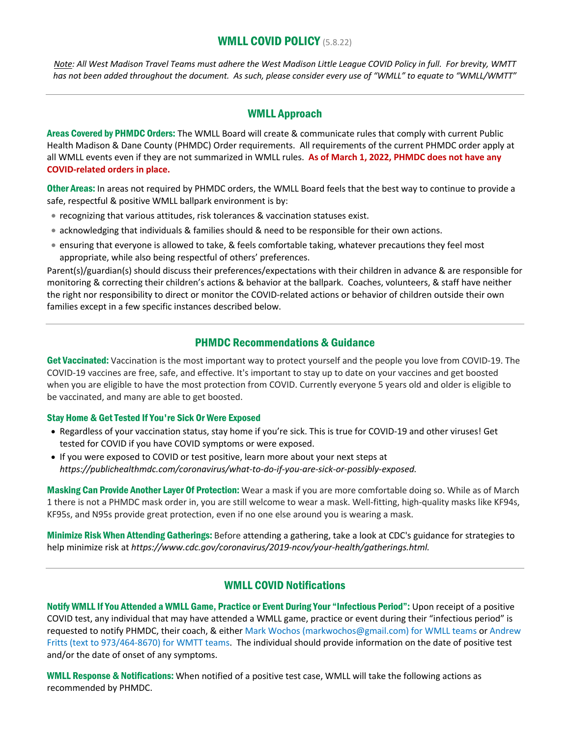# WMLL COVID POLICY (5.8.22)

*Note: All West Madison Travel Teams must adhere the West Madison Little League COVID Policy in full. For brevity, WMTT has not been added throughout the document. As such, please consider every use of "WMLL" to equate to "WMLL/WMTT"*

---

## WMLL Approach

**Areas Covered by PHMDC Orders:** The WMLL Board will create & communicate rules that comply with current Public Health Madison & Dane County (PHMDC) Order requirements. All requirements of the current PHMDC order apply at all WMLL events even if they are not summarized in WMLL rules. **As of March 1, 2022, PHMDC does not have any COVID-related orders in place.**

**Other Areas:** In areas not required by PHMDC orders, the WMLL Board feels that the best way to continue to provide a safe, respectful & positive WMLL ballpark environment is by:

- recognizing that various attitudes, risk tolerances & vaccination statuses exist.
- acknowledging that individuals & families should & need to be responsible for their own actions.
- ensuring that everyone is allowed to take, & feels comfortable taking, whatever precautions they feel most appropriate, while also being respectful of others' preferences.

Parent(s)/guardian(s) should discuss their preferences/expectations with their children in advance & are responsible for monitoring & correcting their children's actions & behavior at the ballpark. Coaches, volunteers, & staff have neither the right nor responsibility to direct or monitor the COVID-related actions or behavior of children outside their own families except in a few specific instances described below.

---

## PHMDC Recommendations & Guidance

**Get Vaccinated:** Vaccination is the most important way to protect yourself and the people you love from COVID-19. The COVID-19 vaccines are free, safe, and effective. It's important to stay up to date on your vaccines and get boosted when you are eligible to have the most protection from COVID. Currently everyone 5 years old and older is eligible to be vaccinated, and many are able to get boosted.

### Stay Home & Get Tested If You're Sick Or Were Exposed

- Regardless of your vaccination status, stay home if you're sick. This is true for COVID-19 and other viruses! Get tested for COVID if you have COVID symptoms or were exposed.
- If you were exposed to COVID or test positive, learn more about your next steps at *https://publichealthmdc.com/coronavirus/what-to-do-if-you-are-sick-or-possibly-exposed.*

**Masking Can Provide Another Layer Of Protection:** Wear a mask if you are more comfortable doing so. While as of March 1 there is not a PHMDC mask order in, you are still welcome to wear a mask. Well-fitting, high-quality masks like KF94s, KF95s, and N95s provide great protection, even if no one else around you is wearing a mask.

**Minimize Risk When Attending Gatherings:** Before attending a gathering, take a look at CDC's guidance for strategies to help minimize risk at *https://www.cdc.gov/coronavirus/2019-ncov/your-health/gatherings.html.*

---

## WMLL COVID Notifications

**Notify WMLL If You Attended a WMLL Game, Practice or Event During Your "Infectious Period":** Upon receipt of a positive COVID test, any individual that may have attended a WMLL game, practice or event during their "infectious period" is requested to notify PHMDC, their coach, & either Mark Wochos (markwochos@gmail.com) for WMLL teams or Andrew Fritts (text to 973/464-8670) for WMTT teams. The individual should provide information on the date of positive test and/or the date of onset of any symptoms.

**WMLL Response & Notifications:** When notified of a positive test case, WMLL will take the following actions as recommended by PHMDC.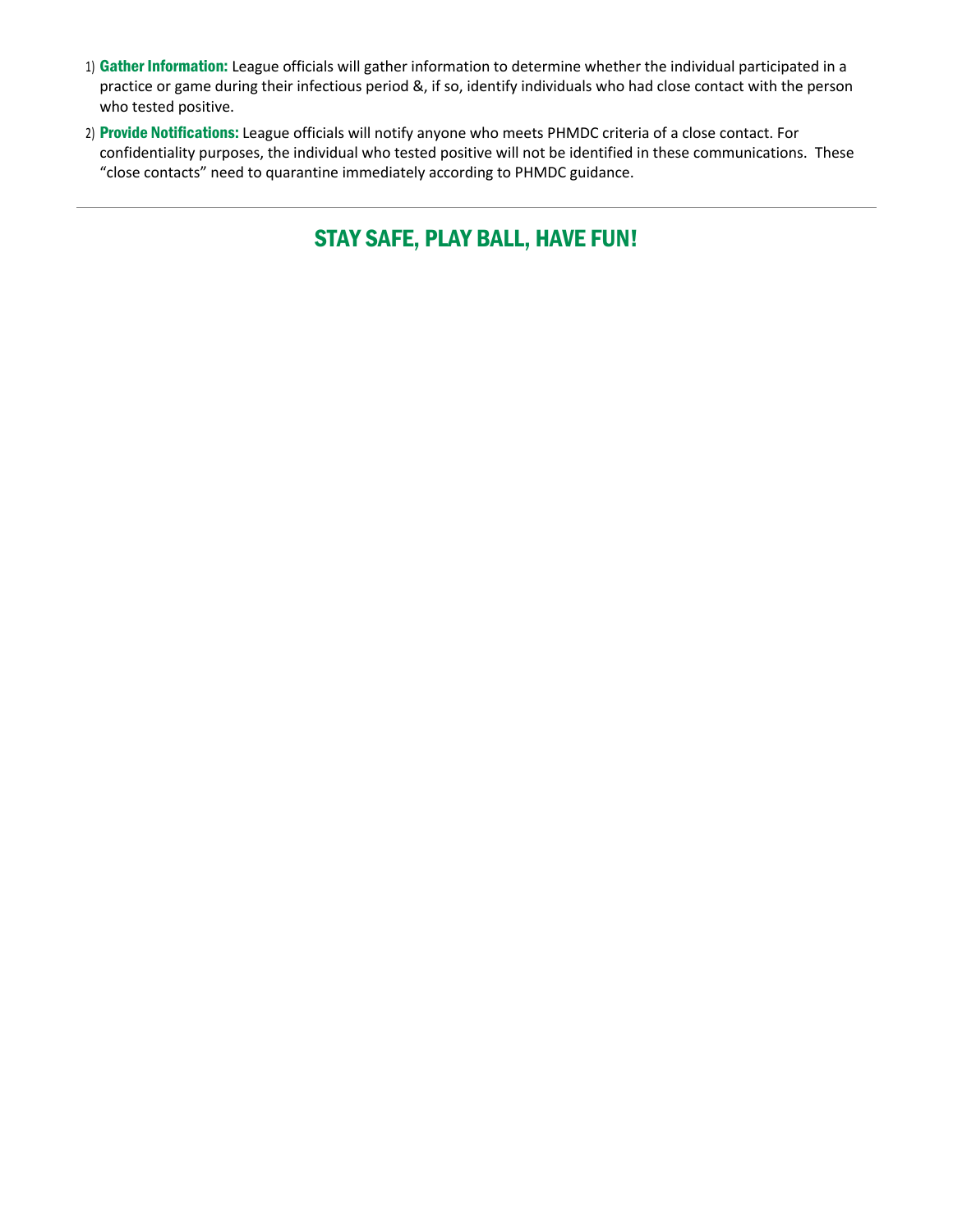1) **Gather Information:** League officials will gather information to determine whether the individual participated in a practice or game during their infectious period &, if so, identify individuals who had close contact with the person who tested positive.

2) **Provide Notifications:** League officials will notify anyone who meets PHMDC criteria of a close contact. For confidentiality purposes, the individual who tested positive will not be identified in these communications. These "close contacts" need to quarantine immediately according to PHMDC guidance.

---

## STAY SAFE, PLAY BALL, HAVE FUN!